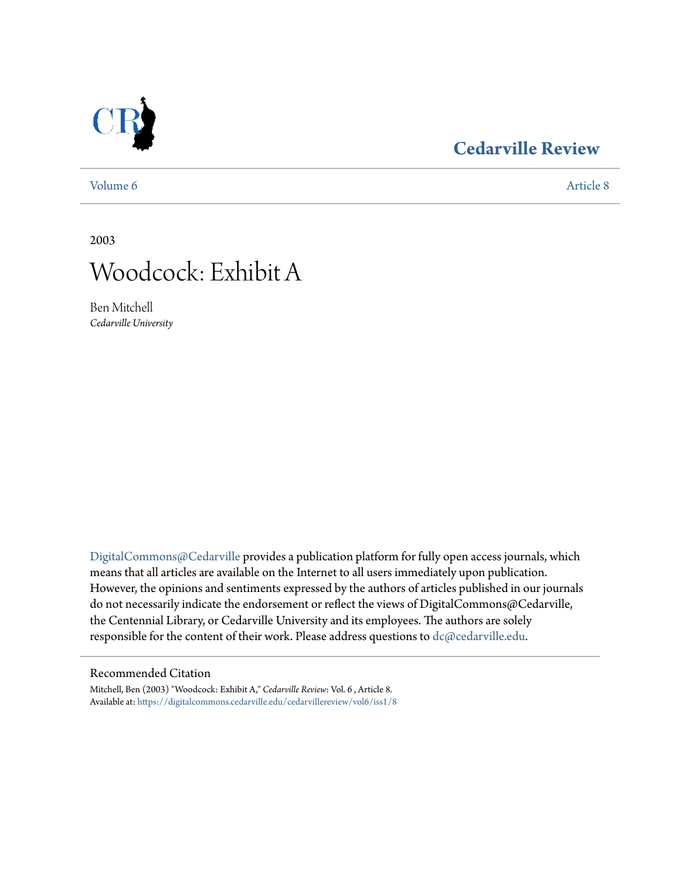Cedarville Review

Volume 6 Article 8

2003

# Woodcock: Exhibit A

Ben Mitchell
*Cedarville University*

DigitalCommons@Cedarville provides a publication platform for fully open access journals, which means that all articles are available on the Internet to all users immediately upon publication. However, the opinions and sentiments expressed by the authors of articles published in our journals do not necessarily indicate the endorsement or reflect the views of DigitalCommons@Cedarville, the Centennial Library, or Cedarville University and its employees. The authors are solely responsible for the content of their work. Please address questions to dc@cedarville.edu.

## Recommended Citation

Mitchell, Ben (2003) "Woodcock: Exhibit A," *Cedarville Review*: Vol. 6 , Article 8.
Available at: https://digitalcommons.cedarville.edu/cedarvillereview/vol6/iss1/8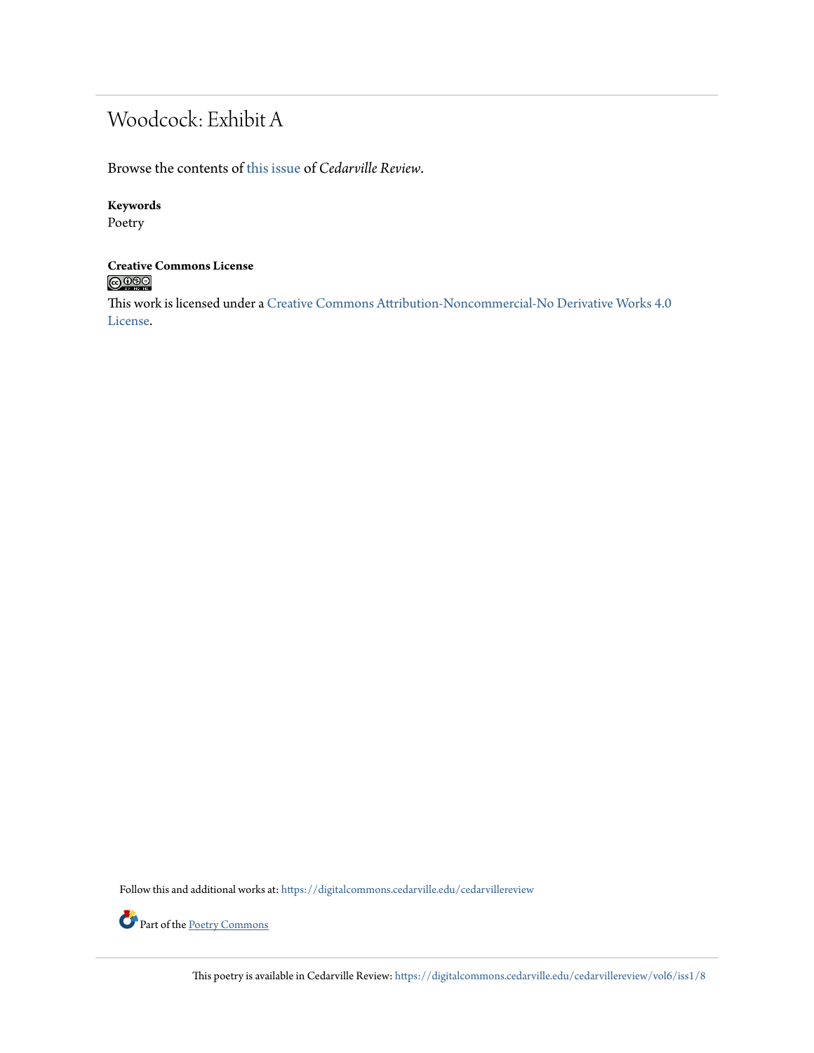# Woodcock: Exhibit A

Browse the contents of this issue of *Cedarville Review*.

**Keywords**
Poetry

**Creative Commons License**

This work is licensed under a Creative Commons Attribution-Noncommercial-No Derivative Works 4.0 License.

Follow this and additional works at: https://digitalcommons.cedarville.edu/cedarvillereview

Part of the Poetry Commons

This poetry is available in Cedarville Review: https://digitalcommons.cedarville.edu/cedarvillereview/vol6/iss1/8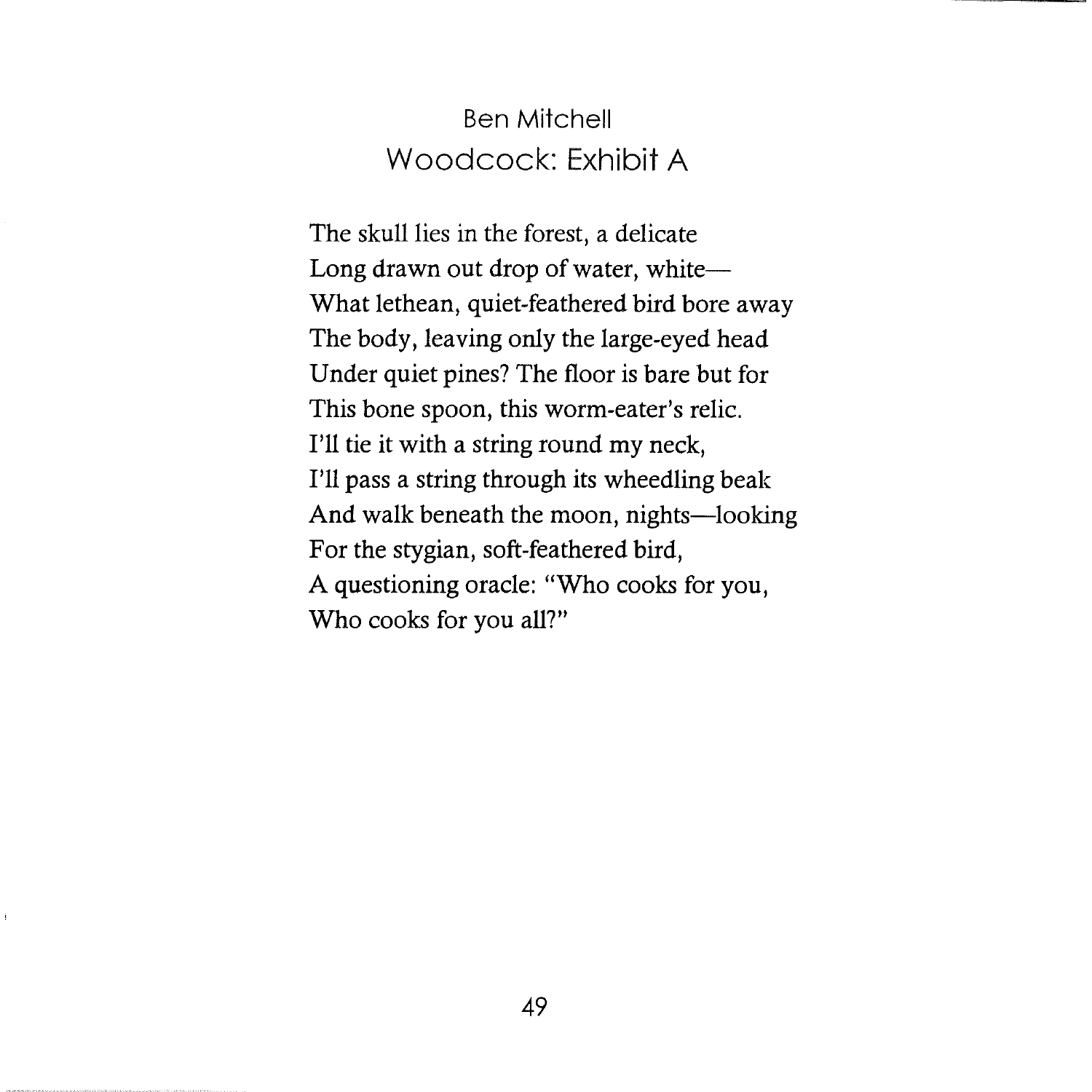Ben Mitchell

## Woodcock: Exhibit A

The skull lies in the forest, a delicate  
Long drawn out drop of water, white—  
What lethean, quiet-feathered bird bore away  
The body, leaving only the large-eyed head  
Under quiet pines? The floor is bare but for  
This bone spoon, this worm-eater's relic.  
I'll tie it with a string round my neck,  
I'll pass a string through its wheedling beak  
And walk beneath the moon, nights—looking  
For the stygian, soft-feathered bird,  
A questioning oracle: "Who cooks for you,  
Who cooks for you all?"